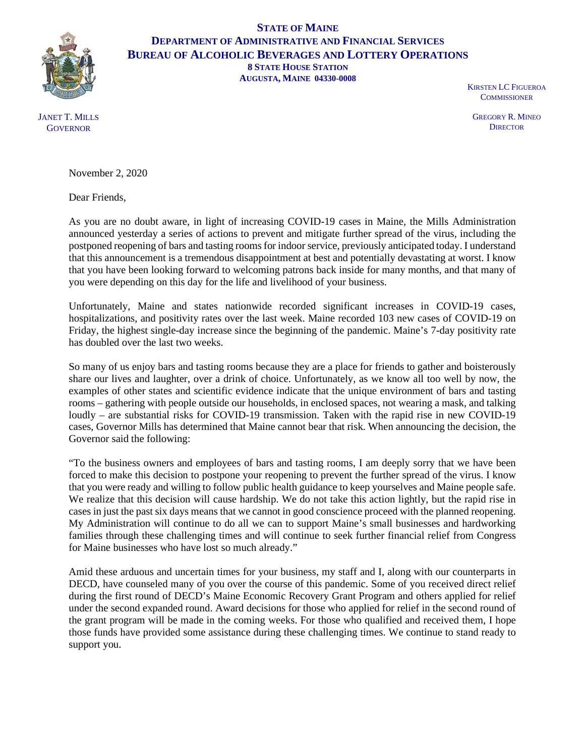**STATE OF MAINE**
**DEPARTMENT OF ADMINISTRATIVE AND FINANCIAL SERVICES**
**BUREAU OF ALCOHOLIC BEVERAGES AND LOTTERY OPERATIONS**
**8 STATE HOUSE STATION**
**AUGUSTA, MAINE 04330-0008**

JANET T. MILLS
GOVERNOR

KIRSTEN LC FIGUEROA
COMMISSIONER

GREGORY R. MINEO
DIRECTOR

November 2, 2020

Dear Friends,

As you are no doubt aware, in light of increasing COVID-19 cases in Maine, the Mills Administration announced yesterday a series of actions to prevent and mitigate further spread of the virus, including the postponed reopening of bars and tasting rooms for indoor service, previously anticipated today. I understand that this announcement is a tremendous disappointment at best and potentially devastating at worst. I know that you have been looking forward to welcoming patrons back inside for many months, and that many of you were depending on this day for the life and livelihood of your business.

Unfortunately, Maine and states nationwide recorded significant increases in COVID-19 cases, hospitalizations, and positivity rates over the last week. Maine recorded 103 new cases of COVID-19 on Friday, the highest single-day increase since the beginning of the pandemic. Maine's 7-day positivity rate has doubled over the last two weeks.

So many of us enjoy bars and tasting rooms because they are a place for friends to gather and boisterously share our lives and laughter, over a drink of choice. Unfortunately, as we know all too well by now, the examples of other states and scientific evidence indicate that the unique environment of bars and tasting rooms – gathering with people outside our households, in enclosed spaces, not wearing a mask, and talking loudly – are substantial risks for COVID-19 transmission. Taken with the rapid rise in new COVID-19 cases, Governor Mills has determined that Maine cannot bear that risk. When announcing the decision, the Governor said the following:

"To the business owners and employees of bars and tasting rooms, I am deeply sorry that we have been forced to make this decision to postpone your reopening to prevent the further spread of the virus. I know that you were ready and willing to follow public health guidance to keep yourselves and Maine people safe. We realize that this decision will cause hardship. We do not take this action lightly, but the rapid rise in cases in just the past six days means that we cannot in good conscience proceed with the planned reopening. My Administration will continue to do all we can to support Maine's small businesses and hardworking families through these challenging times and will continue to seek further financial relief from Congress for Maine businesses who have lost so much already."

Amid these arduous and uncertain times for your business, my staff and I, along with our counterparts in DECD, have counseled many of you over the course of this pandemic. Some of you received direct relief during the first round of DECD's Maine Economic Recovery Grant Program and others applied for relief under the second expanded round. Award decisions for those who applied for relief in the second round of the grant program will be made in the coming weeks. For those who qualified and received them, I hope those funds have provided some assistance during these challenging times. We continue to stand ready to support you.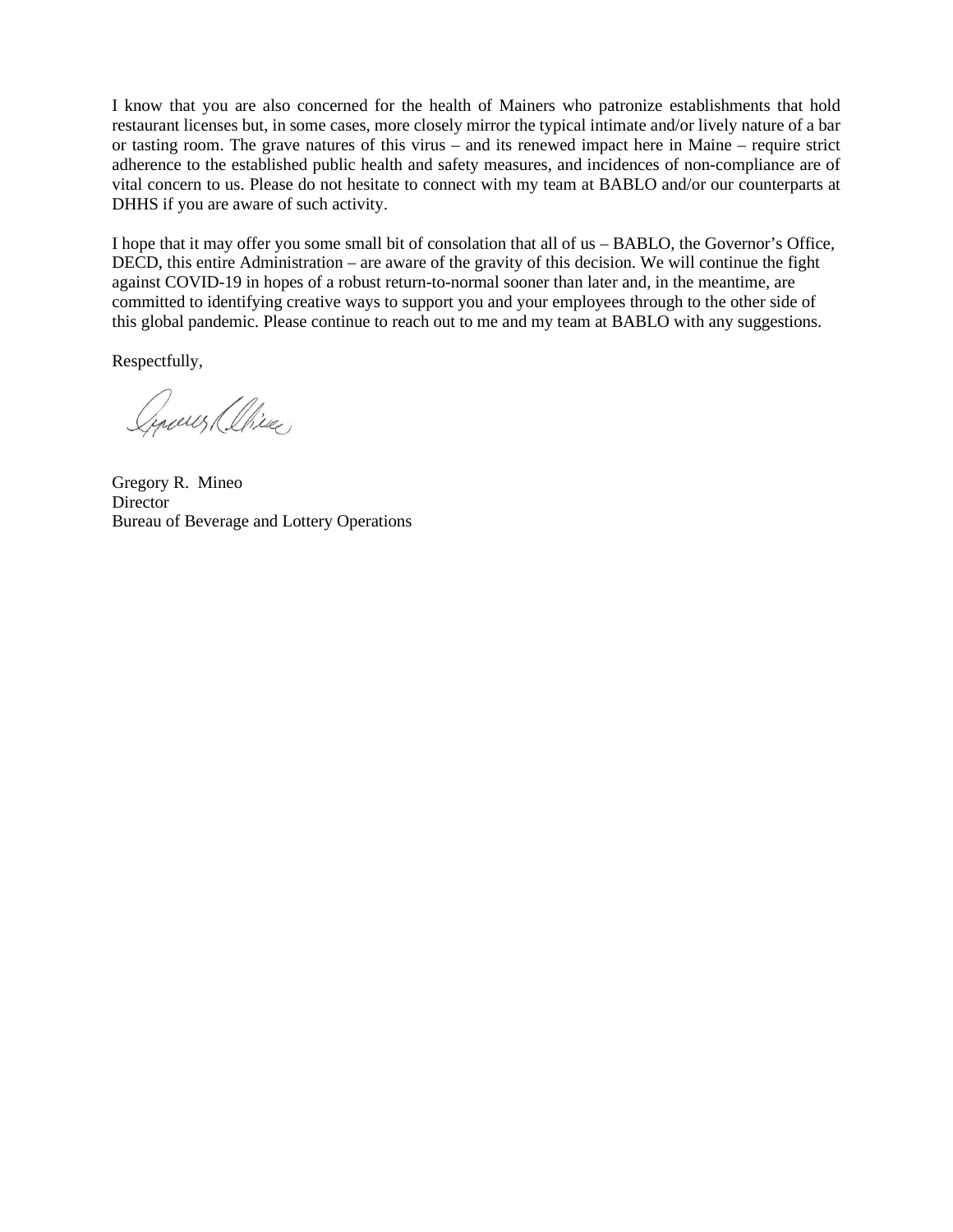I know that you are also concerned for the health of Mainers who patronize establishments that hold restaurant licenses but, in some cases, more closely mirror the typical intimate and/or lively nature of a bar or tasting room. The grave natures of this virus – and its renewed impact here in Maine – require strict adherence to the established public health and safety measures, and incidences of non-compliance are of vital concern to us. Please do not hesitate to connect with my team at BABLO and/or our counterparts at DHHS if you are aware of such activity.

I hope that it may offer you some small bit of consolation that all of us – BABLO, the Governor's Office, DECD, this entire Administration – are aware of the gravity of this decision. We will continue the fight against COVID-19 in hopes of a robust return-to-normal sooner than later and, in the meantime, are committed to identifying creative ways to support you and your employees through to the other side of this global pandemic. Please continue to reach out to me and my team at BABLO with any suggestions.

Respectfully,

Gregory R. Mineo
Director
Bureau of Beverage and Lottery Operations